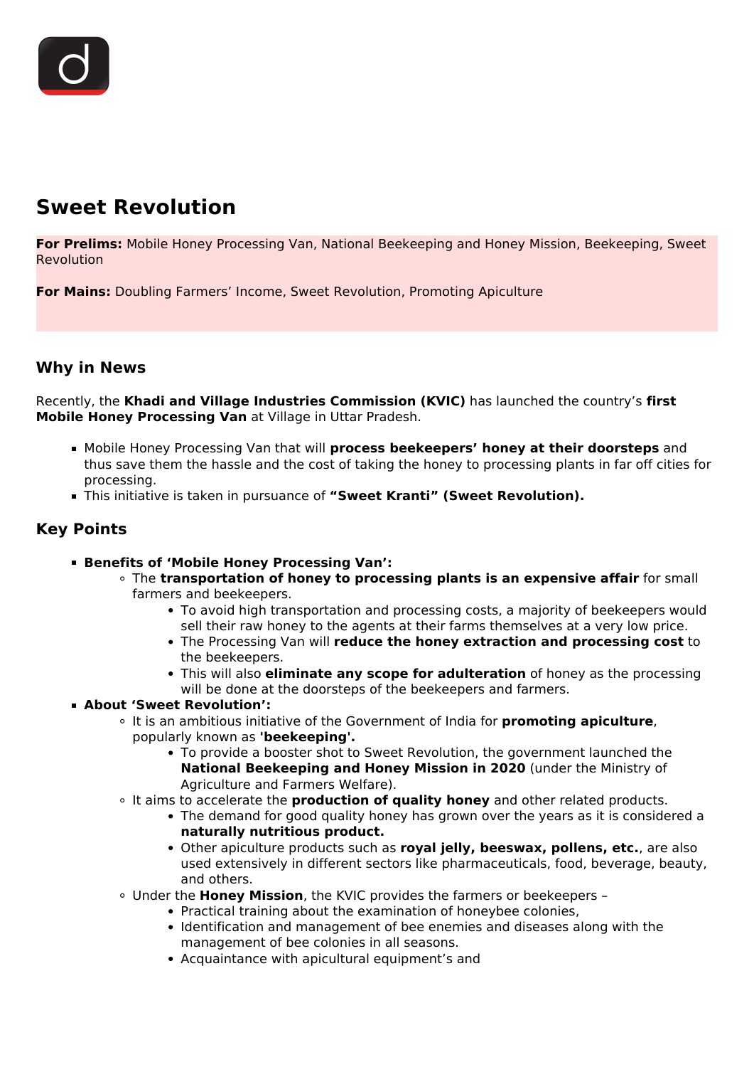# Sweet Revolution

**For Prelims:** Mobile Honey Processing Van, National Beekeeping and Honey Mission, Beekeeping, Sweet Revolution

**For Mains:** Doubling Farmers' Income, Sweet Revolution, Promoting Apiculture

## Why in News

Recently, the **Khadi and Village Industries Commission (KVIC)** has launched the country's **first Mobile Honey Processing Van** at Village in Uttar Pradesh.

- Mobile Honey Processing Van that will **process beekeepers' honey at their doorsteps** and thus save them the hassle and the cost of taking the honey to processing plants in far off cities for processing.
- This initiative is taken in pursuance of **"Sweet Kranti" (Sweet Revolution).**

## Key Points

- **Benefits of 'Mobile Honey Processing Van':**
    - The **transportation of honey to processing plants is an expensive affair** for small farmers and beekeepers.
        - To avoid high transportation and processing costs, a majority of beekeepers would sell their raw honey to the agents at their farms themselves at a very low price.
        - The Processing Van will **reduce the honey extraction and processing cost** to the beekeepers.
        - This will also **eliminate any scope for adulteration** of honey as the processing will be done at the doorsteps of the beekeepers and farmers.
- **About 'Sweet Revolution':**
    - It is an ambitious initiative of the Government of India for **promoting apiculture**, popularly known as **'beekeeping'.**
        - To provide a booster shot to Sweet Revolution, the government launched the **National Beekeeping and Honey Mission in 2020** (under the Ministry of Agriculture and Farmers Welfare).
    - It aims to accelerate the **production of quality honey** and other related products.
        - The demand for good quality honey has grown over the years as it is considered a **naturally nutritious product.**
        - Other apiculture products such as **royal jelly, beeswax, pollens, etc.**, are also used extensively in different sectors like pharmaceuticals, food, beverage, beauty, and others.
    - Under the **Honey Mission**, the KVIC provides the farmers or beekeepers –
        - Practical training about the examination of honeybee colonies,
        - Identification and management of bee enemies and diseases along with the management of bee colonies in all seasons.
        - Acquaintance with apicultural equipment's and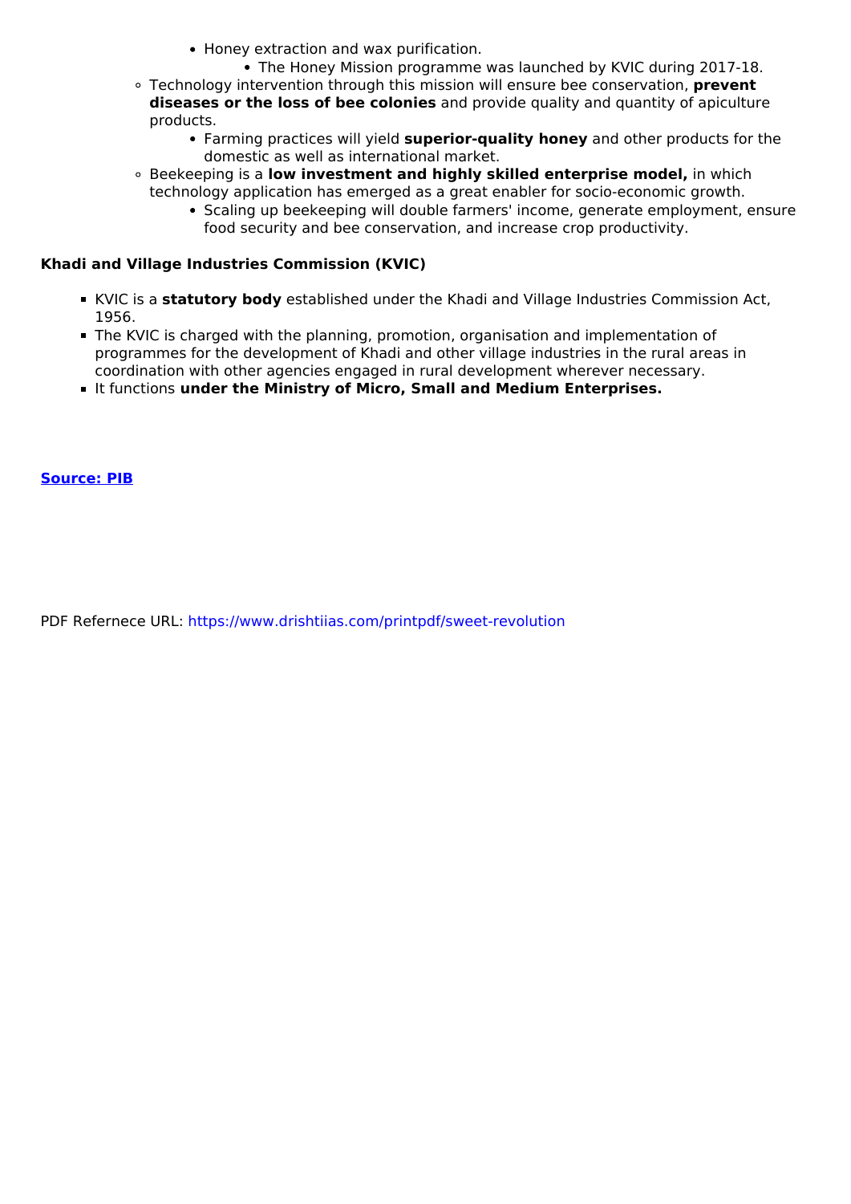- Honey extraction and wax purification.
            - The Honey Mission programme was launched by KVIC during 2017-18.
    - Technology intervention through this mission will ensure bee conservation, **prevent diseases or the loss of bee colonies** and provide quality and quantity of apiculture products.
        - Farming practices will yield **superior-quality honey** and other products for the domestic as well as international market.
    - Beekeeping is a **low investment and highly skilled enterprise model,** in which technology application has emerged as a great enabler for socio-economic growth.
        - Scaling up beekeeping will double farmers' income, generate employment, ensure food security and bee conservation, and increase crop productivity.

**Khadi and Village Industries Commission (KVIC)**

- KVIC is a **statutory body** established under the Khadi and Village Industries Commission Act, 1956.
- The KVIC is charged with the planning, promotion, organisation and implementation of programmes for the development of Khadi and other village industries in the rural areas in coordination with other agencies engaged in rural development wherever necessary.
- It functions **under the Ministry of Micro, Small and Medium Enterprises.**

**Source: PIB**

PDF Refernece URL: https://www.drishtiias.com/printpdf/sweet-revolution